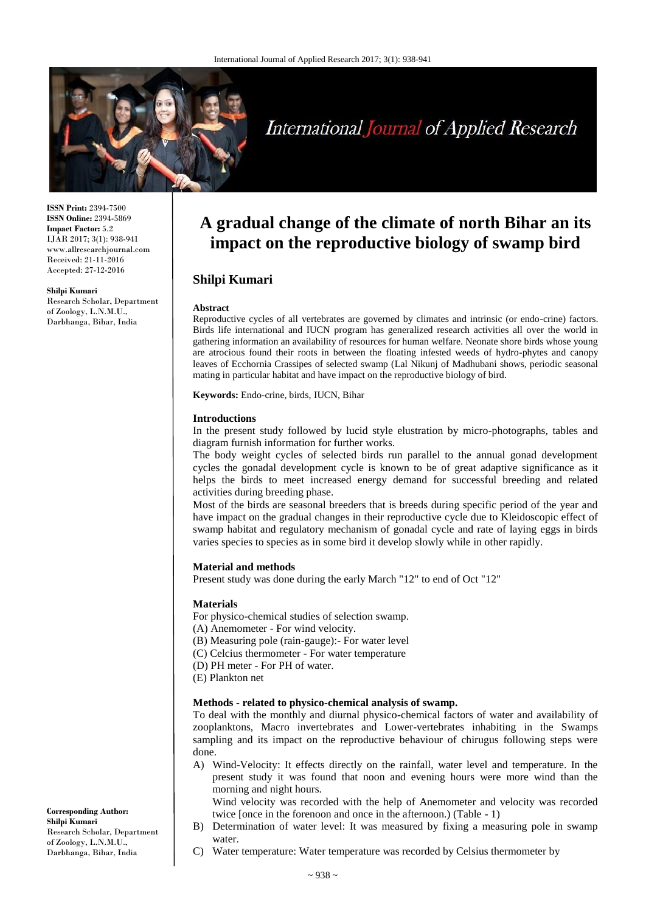# A gradual change of the climate of north Bihar an its impact on the reproductive biology of swamp bird

**ISSN Print:** 2394-7500
**ISSN Online:** 2394-5869
**Impact Factor:** 5.2
IJAR 2017; 3(1): 938-941
www.allresearchjournal.com
Received: 21-11-2016
Accepted: 27-12-2016

**Shilpi Kumari**
Research Scholar, Department of Zoology, L.N.M.U., Darbhanga, Bihar, India

**Corresponding Author:**
**Shilpi Kumari**
Research Scholar, Department of Zoology, L.N.M.U., Darbhanga, Bihar, India

## Shilpi Kumari

### Abstract

Reproductive cycles of all vertebrates are governed by climates and intrinsic (or endo-crine) factors. Birds life international and IUCN program has generalized research activities all over the world in gathering information an availability of resources for human welfare. Neonate shore birds whose young are atrocious found their roots in between the floating infested weeds of hydro-phytes and canopy leaves of Ecchornia Crassipes of selected swamp (Lal Nikunj of Madhubani shows, periodic seasonal mating in particular habitat and have impact on the reproductive biology of bird.

**Keywords:** Endo-crine, birds, IUCN, Bihar

### Introductions

In the present study followed by lucid style elustration by micro-photographs, tables and diagram furnish information for further works.

The body weight cycles of selected birds run parallel to the annual gonad development cycles the gonadal development cycle is known to be of great adaptive significance as it helps the birds to meet increased energy demand for successful breeding and related activities during breeding phase.

Most of the birds are seasonal breeders that is breeds during specific period of the year and have impact on the gradual changes in their reproductive cycle due to Kleidoscopic effect of swamp habitat and regulatory mechanism of gonadal cycle and rate of laying eggs in birds varies species to species as in some bird it develop slowly while in other rapidly.

### Material and methods

Present study was done during the early March "12" to end of Oct "12"

### Materials

For physico-chemical studies of selection swamp.

(A) Anemometer - For wind velocity.
(B) Measuring pole (rain-gauge):- For water level
(C) Celcius thermometer - For water temperature
(D) PH meter - For PH of water.
(E) Plankton net

### Methods - related to physico-chemical analysis of swamp.

To deal with the monthly and diurnal physico-chemical factors of water and availability of zooplanktons, Macro invertebrates and Lower-vertebrates inhabiting in the Swamps sampling and its impact on the reproductive behaviour of chirugus following steps were done.

A) Wind-Velocity: It effects directly on the rainfall, water level and temperature. In the present study it was found that noon and evening hours were more wind than the morning and night hours.

   Wind velocity was recorded with the help of Anemometer and velocity was recorded twice [once in the forenoon and once in the afternoon.) (Table - 1)

B) Determination of water level: It was measured by fixing a measuring pole in swamp water.

C) Water temperature: Water temperature was recorded by Celsius thermometer by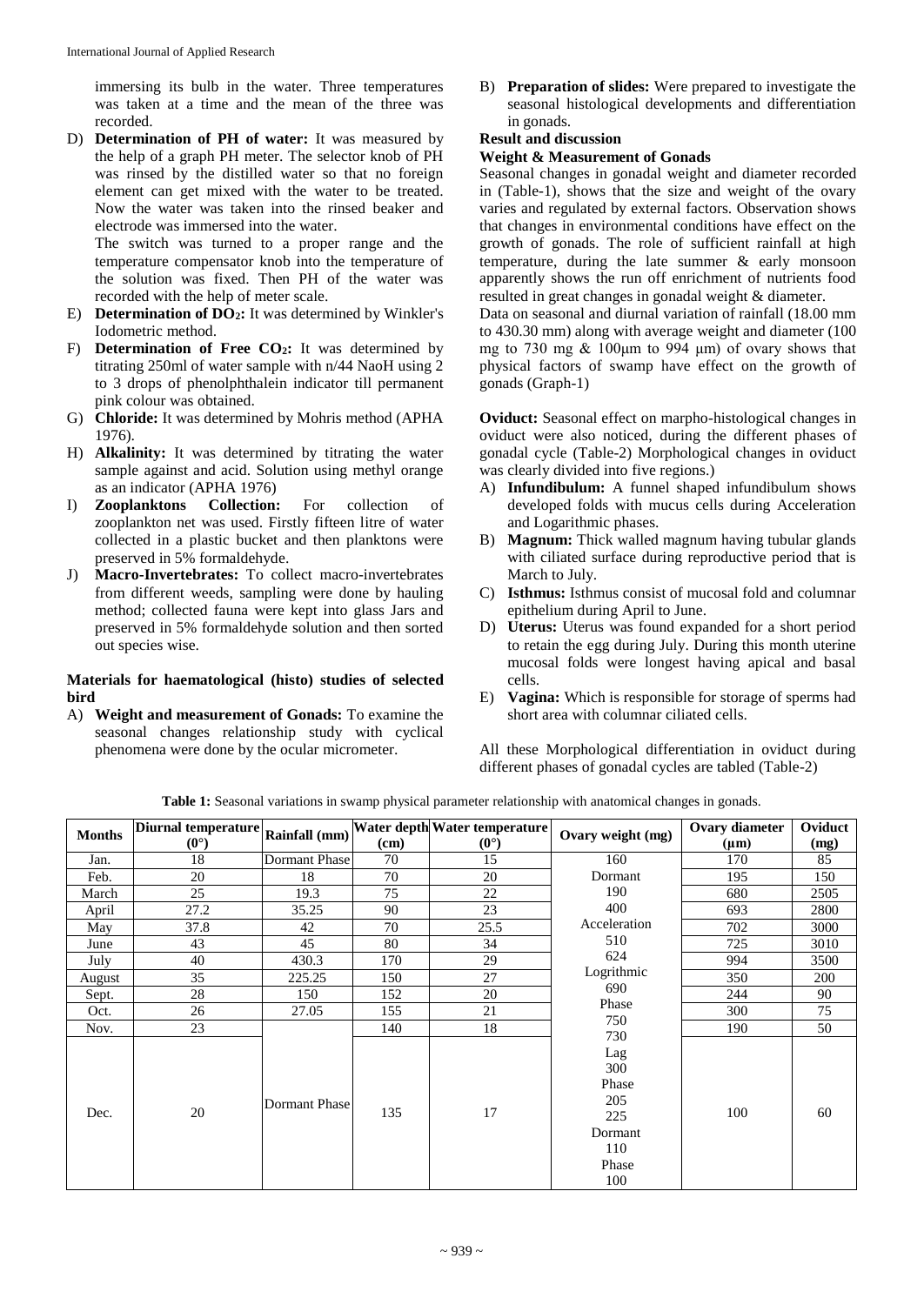immersing its bulb in the water. Three temperatures was taken at a time and the mean of the three was recorded.

D) **Determination of PH of water:** It was measured by the help of a graph PH meter. The selector knob of PH was rinsed by the distilled water so that no foreign element can get mixed with the water to be treated. Now the water was taken into the rinsed beaker and electrode was immersed into the water.

The switch was turned to a proper range and the temperature compensator knob into the temperature of the solution was fixed. Then PH of the water was recorded with the help of meter scale.

E) **Determination of $DO_2$:** It was determined by Winkler's Iodometric method.

F) **Determination of Free $CO_2$:** It was determined by titrating 250ml of water sample with n/44 NaoH using 2 to 3 drops of phenolphthalein indicator till permanent pink colour was obtained.

G) **Chloride:** It was determined by Mohris method (APHA 1976).

H) **Alkalinity:** It was determined by titrating the water sample against and acid. Solution using methyl orange as an indicator (APHA 1976)

I) **Zooplanktons Collection:** For collection of zooplankton net was used. Firstly fifteen litre of water collected in a plastic bucket and then planktons were preserved in 5% formaldehyde.

J) **Macro-Invertebrates:** To collect macro-invertebrates from different weeds, sampling were done by hauling method; collected fauna were kept into glass Jars and preserved in 5% formaldehyde solution and then sorted out species wise.

### Materials for haematological (histo) studies of selected bird

A) **Weight and measurement of Gonads:** To examine the seasonal changes relationship study with cyclical phenomena were done by the ocular micrometer.

B) **Preparation of slides:** Were prepared to investigate the seasonal histological developments and differentiation in gonads.

### Result and discussion

#### Weight & Measurement of Gonads

Seasonal changes in gonadal weight and diameter recorded in (Table-1), shows that the size and weight of the ovary varies and regulated by external factors. Observation shows that changes in environmental conditions have effect on the growth of gonads. The role of sufficient rainfall at high temperature, during the late summer & early monsoon apparently shows the run off enrichment of nutrients food resulted in great changes in gonadal weight & diameter.

Data on seasonal and diurnal variation of rainfall (18.00 mm to 430.30 mm) along with average weight and diameter (100 mg to 730 mg & 100µm to 994 µm) of ovary shows that physical factors of swamp have effect on the growth of gonads (Graph-1)

**Oviduct:** Seasonal effect on marpho-histological changes in oviduct were also noticed, during the different phases of gonadal cycle (Table-2) Morphological changes in oviduct was clearly divided into five regions.)

A) **Infundibulum:** A funnel shaped infundibulum shows developed folds with mucus cells during Acceleration and Logarithmic phases.

B) **Magnum:** Thick walled magnum having tubular glands with ciliated surface during reproductive period that is March to July.

C) **Isthmus:** Isthmus consist of mucosal fold and columnar epithelium during April to June.

D) **Uterus:** Uterus was found expanded for a short period to retain the egg during July. During this month uterine mucosal folds were longest having apical and basal cells.

E) **Vagina:** Which is responsible for storage of sperms had short area with columnar ciliated cells.

All these Morphological differentiation in oviduct during different phases of gonadal cycles are tabled (Table-2)

**Table 1:** Seasonal variations in swamp physical parameter relationship with anatomical changes in gonads.

| Months | Diurnal temperature (0°) | Rainfall (mm) | Water depth (cm) | Water temperature (0°) | Ovary weight (mg) | Ovary diameter (µm) | Oviduct (mg) |
|---|---|---|---|---|---|---|---|
| Jan. | 18 | Dormant Phase | 70 | 15 | 160 | 170 | 85 |
| Feb. | 20 | 18 | 70 | 20 | Dormant | 195 | 150 |
| March | 25 | 19.3 | 75 | 22 | 190 | 680 | 2505 |
| April | 27.2 | 35.25 | 90 | 23 | 400 | 693 | 2800 |
| May | 37.8 | 42 | 70 | 25.5 | Acceleration | 702 | 3000 |
| June | 43 | 45 | 80 | 34 | 510 | 725 | 3010 |
| July | 40 | 430.3 | 170 | 29 | 624 | 994 | 3500 |
| August | 35 | 225.25 | 150 | 27 | Logrithmic | 350 | 200 |
| Sept. | 28 | 150 | 152 | 20 | 690 | 244 | 90 |
| Oct. | 26 | 27.05 | 155 | 21 | Phase 750 | 300 | 75 |
| Nov. | 23 | | 140 | 18 | 730 | 190 | 50 |
| Dec. | 20 | Dormant Phase | 135 | 17 | Lag 300 Phase 205 225 Dormant 110 Phase 100 | 100 | 60 |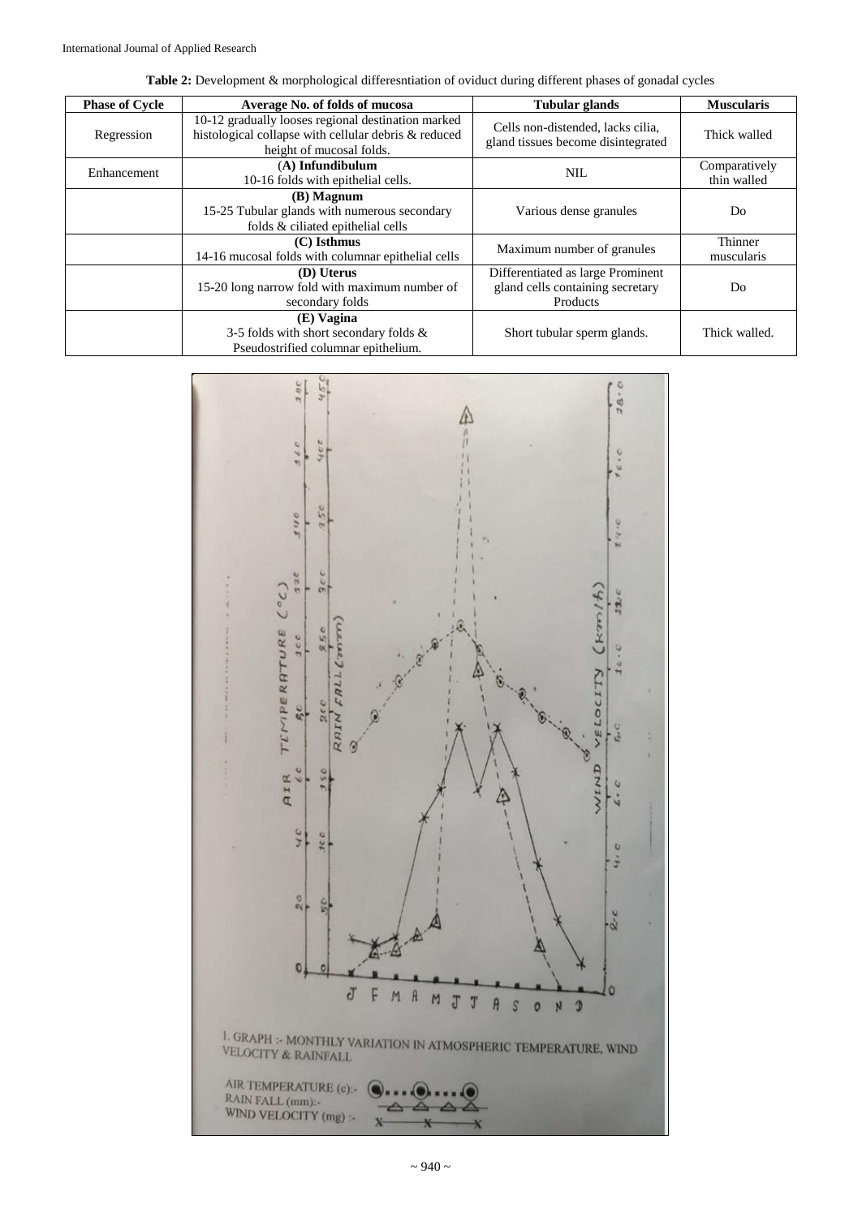**Table 2:** Development & morphological differesntiation of oviduct during different phases of gonadal cycles

| Phase of Cycle | Average No. of folds of mucosa | Tubular glands | Muscularis |
|---|---|---|---|
| Regression | 10-12 gradually looses regional destination marked histological collapse with cellular debris & reduced height of mucosal folds. | Cells non-distended, lacks cilia, gland tissues become disintegrated | Thick walled |
| Enhancement | **(A) Infundibulum** 10-16 folds with epithelial cells. | NIL | Comparatively thin walled |
| | **(B) Magnum** 15-25 Tubular glands with numerous secondary folds & ciliated epithelial cells | Various dense granules | Do |
| | **(C) Isthmus** 14-16 mucosal folds with columnar epithelial cells | Maximum number of granules | Thinner muscularis |
| | **(D) Uterus** 15-20 long narrow fold with maximum number of secondary folds | Differentiated as large Prominent gland cells containing secretary Products | Do |
| | **(E) Vagina** 3-5 folds with short secondary folds & Pseudostrified columnar epithelium. | Short tubular sperm glands. | Thick walled. |

1. GRAPH :- MONTHLY VARIATION IN ATMOSPHERIC TEMPERATURE, WIND VELOCITY & RAINFALL

AIR TEMPERATURE (c):-
RAIN FALL (mm):-
WIND VELOCITY (mg) :-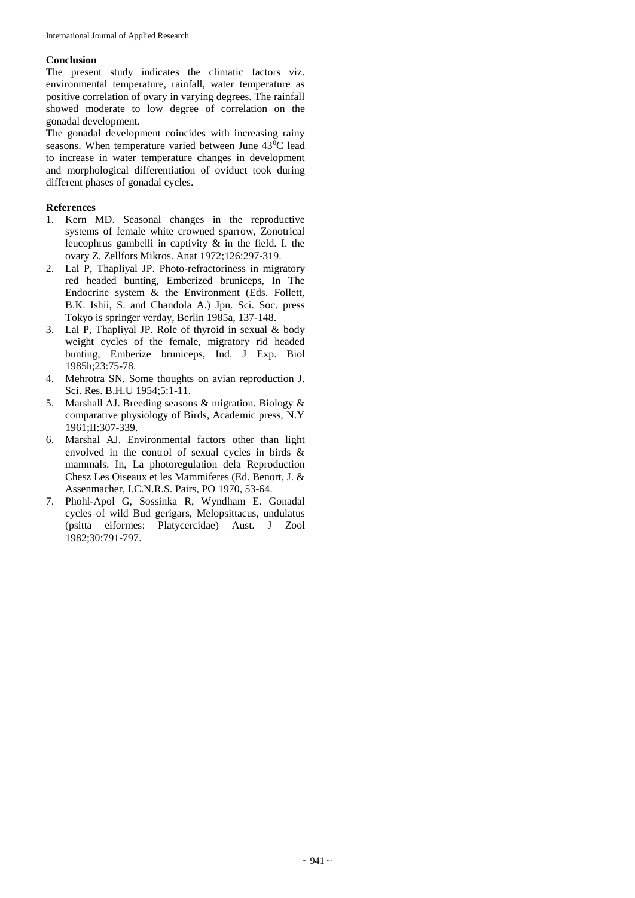**Conclusion**

The present study indicates the climatic factors viz. environmental temperature, rainfall, water temperature as positive correlation of ovary in varying degrees. The rainfall showed moderate to low degree of correlation on the gonadal development.

The gonadal development coincides with increasing rainy seasons. When temperature varied between June $43^0$C lead to increase in water temperature changes in development and morphological differentiation of oviduct took during different phases of gonadal cycles.

**References**

1. Kern MD. Seasonal changes in the reproductive systems of female white crowned sparrow, Zonotrical leucophrus gambelli in captivity & in the field. I. the ovary Z. Zellfors Mikros. Anat 1972;126:297-319.
2. Lal P, Thapliyal JP. Photo-refractoriness in migratory red headed bunting, Emberized bruniceps, In The Endocrine system & the Environment (Eds. Follett, B.K. Ishii, S. and Chandola A.) Jpn. Sci. Soc. press Tokyo is springer verday, Berlin 1985a, 137-148.
3. Lal P, Thapliyal JP. Role of thyroid in sexual & body weight cycles of the female, migratory rid headed bunting, Emberize bruniceps, Ind. J Exp. Biol 1985h;23:75-78.
4. Mehrotra SN. Some thoughts on avian reproduction J. Sci. Res. B.H.U 1954;5:1-11.
5. Marshall AJ. Breeding seasons & migration. Biology & comparative physiology of Birds, Academic press, N.Y 1961;II:307-339.
6. Marshal AJ. Environmental factors other than light envolved in the control of sexual cycles in birds & mammals. In, La photoregulation dela Reproduction Chesz Les Oiseaux et les Mammiferes (Ed. Benort, J. & Assenmacher, I.C.N.R.S. Pairs, PO 1970, 53-64.
7. Phohl-Apol G, Sossinka R, Wyndham E. Gonadal cycles of wild Bud gerigars, Melopsittacus, undulatus (psitta eiformes: Platycercidae) Aust. J Zool 1982;30:791-797.